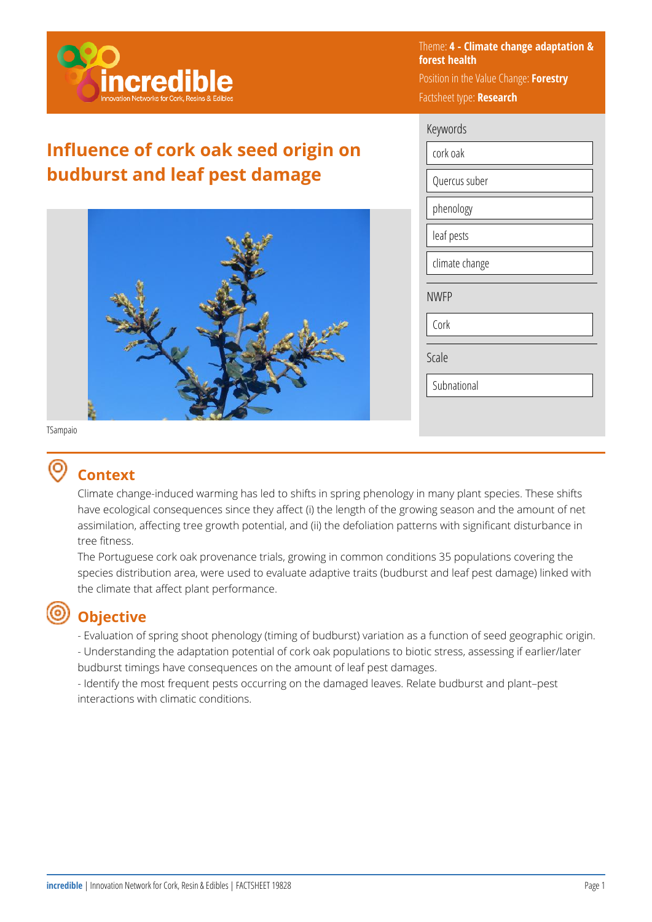Theme: **4 - Climate change adaptation & forest health**

Position in the Value Change: **Forestry**

Factsheet type: **Research**

# Influence of cork oak seed origin on budburst and leaf pest damage

TSampaio

**Keywords**

- cork oak
- Quercus suber
- phenology
- leaf pests
- climate change

**NWFP**

- Cork

**Scale**

- Subnational

## Context

Climate change-induced warming has led to shifts in spring phenology in many plant species. These shifts have ecological consequences since they affect (i) the length of the growing season and the amount of net assimilation, affecting tree growth potential, and (ii) the defoliation patterns with significant disturbance in tree fitness.

The Portuguese cork oak provenance trials, growing in common conditions 35 populations covering the species distribution area, were used to evaluate adaptive traits (budburst and leaf pest damage) linked with the climate that affect plant performance.

## Objective

- Evaluation of spring shoot phenology (timing of budburst) variation as a function of seed geographic origin.
- Understanding the adaptation potential of cork oak populations to biotic stress, assessing if earlier/later budburst timings have consequences on the amount of leaf pest damages.
- Identify the most frequent pests occurring on the damaged leaves. Relate budburst and plant–pest interactions with climatic conditions.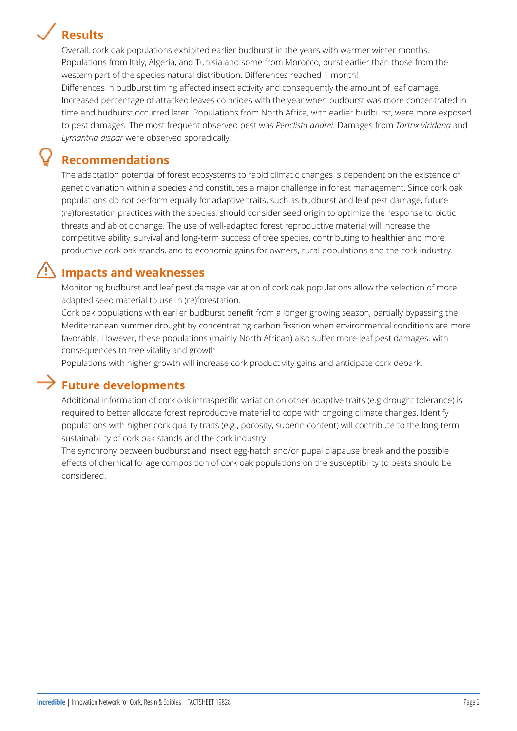## Results

Overall, cork oak populations exhibited earlier budburst in the years with warmer winter months. Populations from Italy, Algeria, and Tunisia and some from Morocco, burst earlier than those from the western part of the species natural distribution. Differences reached 1 month!
Differences in budburst timing affected insect activity and consequently the amount of leaf damage. Increased percentage of attacked leaves coincides with the year when budburst was more concentrated in time and budburst occurred later. Populations from North Africa, with earlier budburst, were more exposed to pest damages. The most frequent observed pest was *Periclista andrei.* Damages from *Tortrix viridana* and *Lymantria dispar* were observed sporadically.

## Recommendations

The adaptation potential of forest ecosystems to rapid climatic changes is dependent on the existence of genetic variation within a species and constitutes a major challenge in forest management. Since cork oak populations do not perform equally for adaptive traits, such as budburst and leaf pest damage, future (re)forestation practices with the species, should consider seed origin to optimize the response to biotic threats and abiotic change. The use of well-adapted forest reproductive material will increase the competitive ability, survival and long-term success of tree species, contributing to healthier and more productive cork oak stands, and to economic gains for owners, rural populations and the cork industry.

## Impacts and weaknesses

Monitoring budburst and leaf pest damage variation of cork oak populations allow the selection of more adapted seed material to use in (re)forestation.
Cork oak populations with earlier budburst benefit from a longer growing season, partially bypassing the Mediterranean summer drought by concentrating carbon fixation when environmental conditions are more favorable. However, these populations (mainly North African) also suffer more leaf pest damages, with consequences to tree vitality and growth.
Populations with higher growth will increase cork productivity gains and anticipate cork debark.

## Future developments

Additional information of cork oak intraspecific variation on other adaptive traits (e.g drought tolerance) is required to better allocate forest reproductive material to cope with ongoing climate changes. Identify populations with higher cork quality traits (e.g., porosity, suberin content) will contribute to the long-term sustainability of cork oak stands and the cork industry.
The synchrony between budburst and insect egg-hatch and/or pupal diapause break and the possible effects of chemical foliage composition of cork oak populations on the susceptibility to pests should be considered.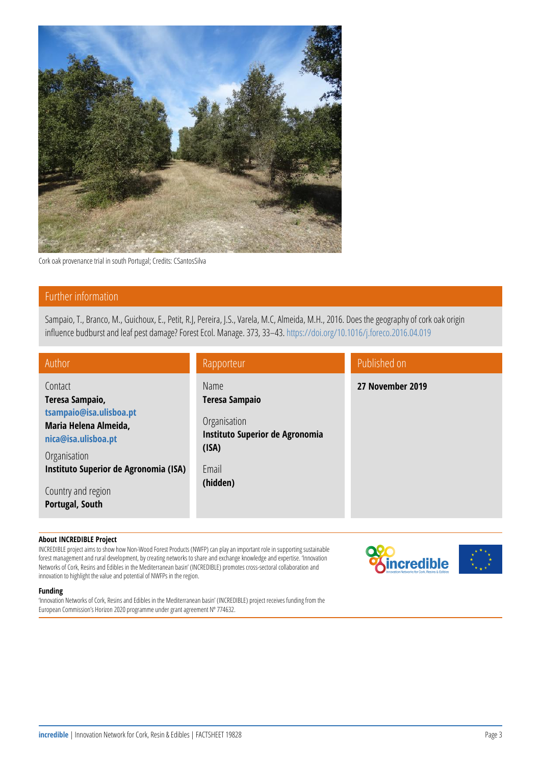Cork oak provenance trial in south Portugal; Credits: CSantosSilva

## Further information

Sampaio, T., Branco, M., Guichoux, E., Petit, R.J, Pereira, J.S., Varela, M.C, Almeida, M.H., 2016. Does the geography of cork oak origin influence budburst and leaf pest damage? Forest Ecol. Manage. 373, 33–43. https://doi.org/10.1016/j.foreco.2016.04.019

## Author

Contact
**Teresa Sampaio,**
**tsampaio@isa.ulisboa.pt**
**Maria Helena Almeida,**
**nica@isa.ulisboa.pt**

Organisation
**Instituto Superior de Agronomia (ISA)**

Country and region
**Portugal, South**

## Rapporteur

Name
**Teresa Sampaio**

Organisation
**Instituto Superior de Agronomia (ISA)**

Email
**(hidden)**

## Published on

**27 November 2019**

**About INCREDIBLE Project**

INCREDIBLE project aims to show how Non-Wood Forest Products (NWFP) can play an important role in supporting sustainable forest management and rural development, by creating networks to share and exchange knowledge and expertise. 'Innovation Networks of Cork, Resins and Edibles in the Mediterranean basin' (INCREDIBLE) promotes cross-sectoral collaboration and innovation to highlight the value and potential of NWFPs in the region.

**Funding**

'Innovation Networks of Cork, Resins and Edibles in the Mediterranean basin' (INCREDIBLE) project receives funding from the European Commission's Horizon 2020 programme under grant agreement Nº 774632.